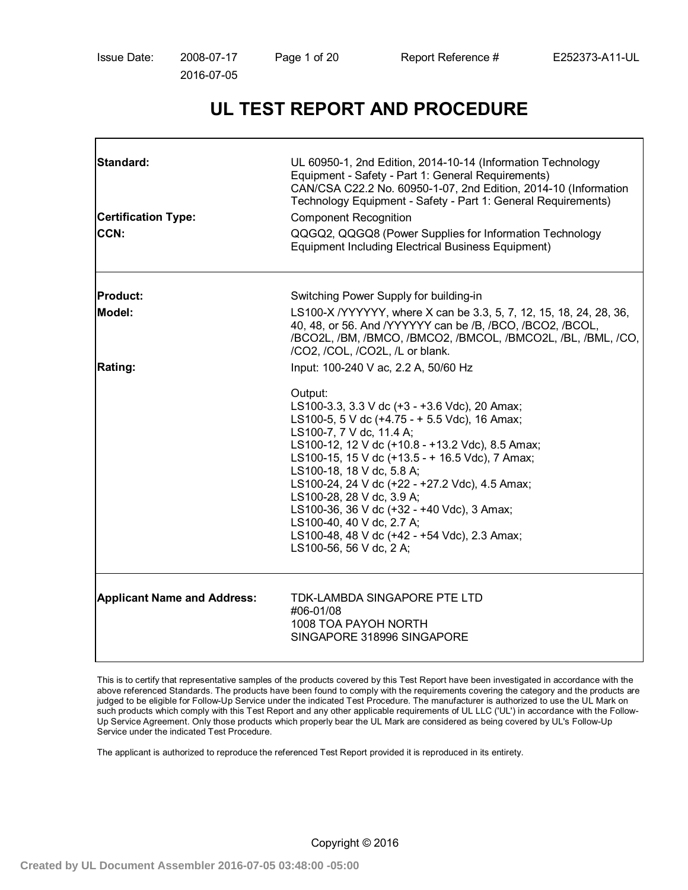Issue Date: 2008-07-17
2016-07-05

Report Reference # E252373-A11-UL

# UL TEST REPORT AND PROCEDURE

| | |
|---|---|
| **Standard:** | UL 60950-1, 2nd Edition, 2014-10-14 (Information Technology Equipment - Safety - Part 1: General Requirements)<br>CAN/CSA C22.2 No. 60950-1-07, 2nd Edition, 2014-10 (Information Technology Equipment - Safety - Part 1: General Requirements) |
| **Certification Type:** | Component Recognition |
| **CCN:** | QQGQ2, QQGQ8 (Power Supplies for Information Technology Equipment Including Electrical Business Equipment) |
| **Product:** | Switching Power Supply for building-in |
| **Model:** | LS100-X /YYYYYY, where X can be 3.3, 5, 7, 12, 15, 18, 24, 28, 36, 40, 48, or 56. And /YYYYYY can be /B, /BCO, /BCO2, /BCOL, /BCO2L, /BM, /BMCO, /BMCO2, /BMCOL, /BMCO2L, /BL, /BML, /CO, /CO2, /COL, /CO2L, /L or blank. |
| **Rating:** | Input: 100-240 V ac, 2.2 A, 50/60 Hz<br><br>Output:<br>LS100-3.3, 3.3 V dc (+3 - +3.6 Vdc), 20 Amax;<br>LS100-5, 5 V dc (+4.75 - + 5.5 Vdc), 16 Amax;<br>LS100-7, 7 V dc, 11.4 A;<br>LS100-12, 12 V dc (+10.8 - +13.2 Vdc), 8.5 Amax;<br>LS100-15, 15 V dc (+13.5 - + 16.5 Vdc), 7 Amax;<br>LS100-18, 18 V dc, 5.8 A;<br>LS100-24, 24 V dc (+22 - +27.2 Vdc), 4.5 Amax;<br>LS100-28, 28 V dc, 3.9 A;<br>LS100-36, 36 V dc (+32 - +40 Vdc), 3 Amax;<br>LS100-40, 40 V dc, 2.7 A;<br>LS100-48, 48 V dc (+42 - +54 Vdc), 2.3 Amax;<br>LS100-56, 56 V dc, 2 A; |
| **Applicant Name and Address:** | TDK-LAMBDA SINGAPORE PTE LTD<br>#06-01/08<br>1008 TOA PAYOH NORTH<br>SINGAPORE 318996 SINGAPORE |

This is to certify that representative samples of the products covered by this Test Report have been investigated in accordance with the above referenced Standards. The products have been found to comply with the requirements covering the category and the products are judged to be eligible for Follow-Up Service under the indicated Test Procedure. The manufacturer is authorized to use the UL Mark on such products which comply with this Test Report and any other applicable requirements of UL LLC ('UL') in accordance with the Follow-Up Service Agreement. Only those products which properly bear the UL Mark are considered as being covered by UL's Follow-Up Service under the indicated Test Procedure.

The applicant is authorized to reproduce the referenced Test Report provided it is reproduced in its entirety.

Copyright © 2016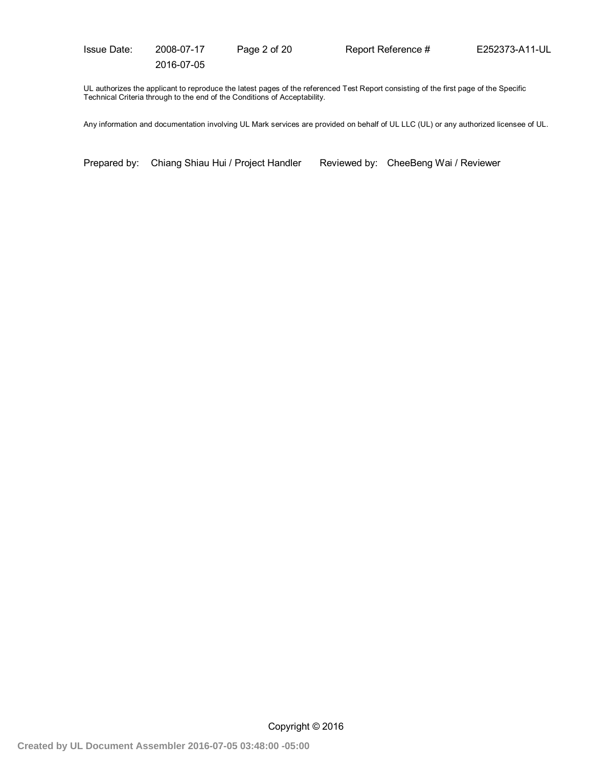UL authorizes the applicant to reproduce the latest pages of the referenced Test Report consisting of the first page of the Specific Technical Criteria through to the end of the Conditions of Acceptability.

Any information and documentation involving UL Mark services are provided on behalf of UL LLC (UL) or any authorized licensee of UL.

Prepared by: Chiang Shiau Hui / Project Handler Reviewed by: CheeBeng Wai / Reviewer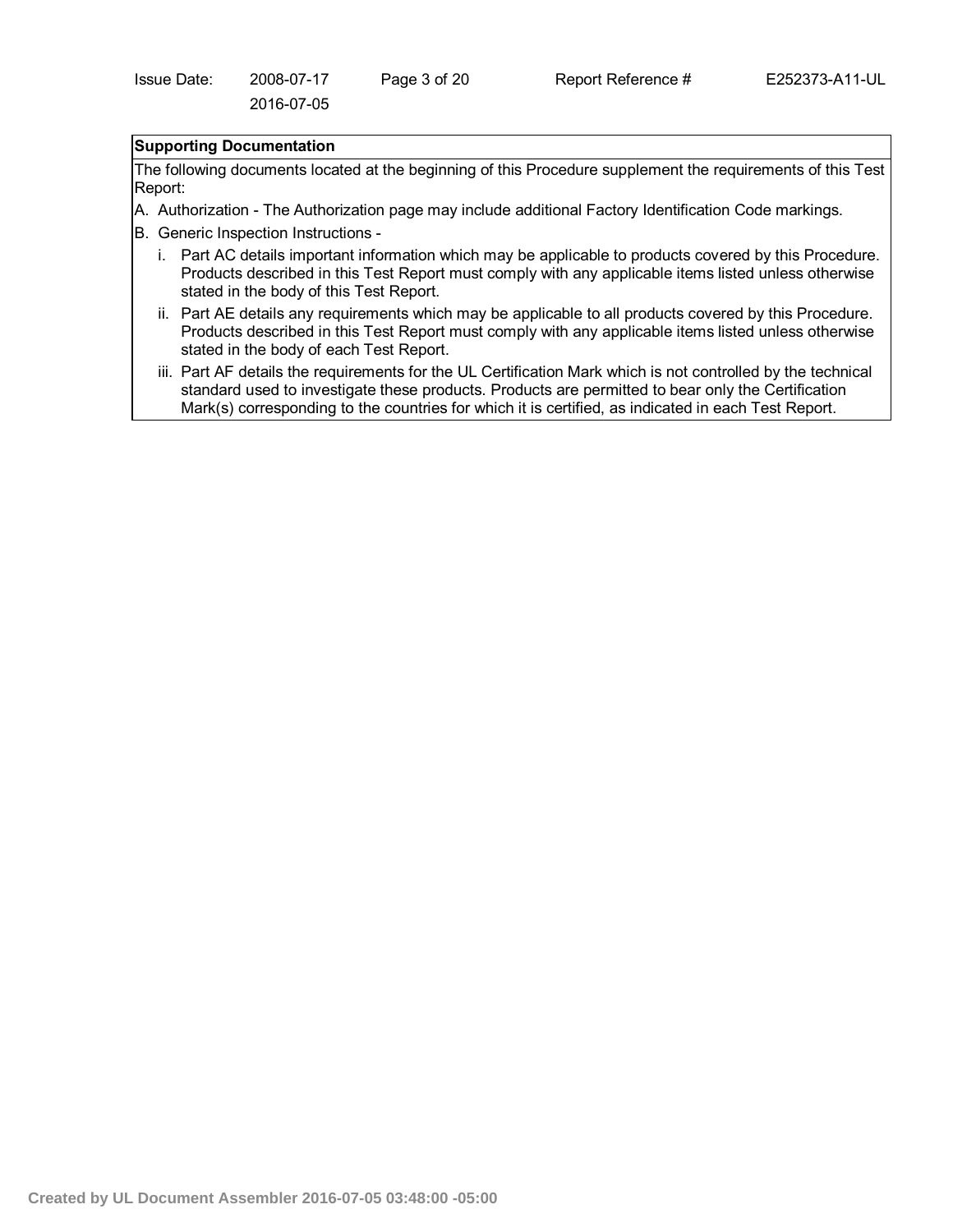**Supporting Documentation**

The following documents located at the beginning of this Procedure supplement the requirements of this Test Report:

A. Authorization - The Authorization page may include additional Factory Identification Code markings.

B. Generic Inspection Instructions -

   i. Part AC details important information which may be applicable to products covered by this Procedure. Products described in this Test Report must comply with any applicable items listed unless otherwise stated in the body of this Test Report.

   ii. Part AE details any requirements which may be applicable to all products covered by this Procedure. Products described in this Test Report must comply with any applicable items listed unless otherwise stated in the body of each Test Report.

   iii. Part AF details the requirements for the UL Certification Mark which is not controlled by the technical standard used to investigate these products. Products are permitted to bear only the Certification Mark(s) corresponding to the countries for which it is certified, as indicated in each Test Report.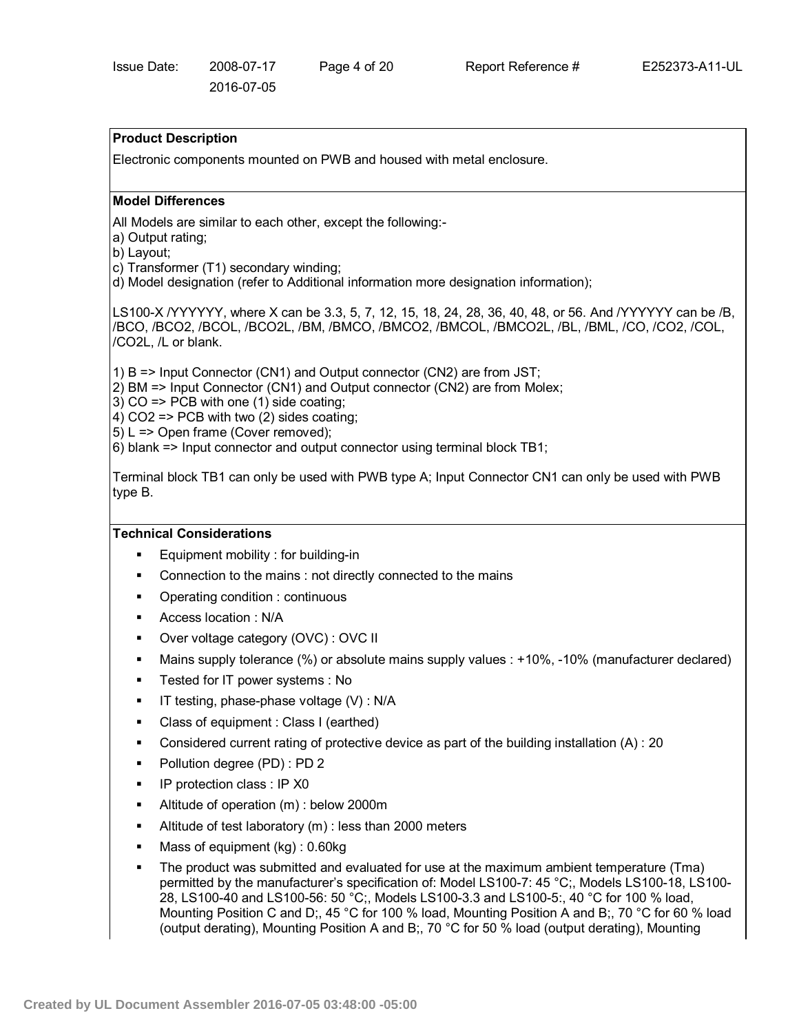**Product Description**

Electronic components mounted on PWB and housed with metal enclosure.

**Model Differences**

All Models are similar to each other, except the following:-
a) Output rating;
b) Layout;
c) Transformer (T1) secondary winding;
d) Model designation (refer to Additional information more designation information);

LS100-X /YYYYYY, where X can be 3.3, 5, 7, 12, 15, 18, 24, 28, 36, 40, 48, or 56. And /YYYYYY can be /B, /BCO, /BCO2, /BCOL, /BCO2L, /BM, /BMCO, /BMCO2, /BMCOL, /BMCO2L, /BL, /BML, /CO, /CO2, /COL, /CO2L, /L or blank.

1) B => Input Connector (CN1) and Output connector (CN2) are from JST;
2) BM => Input Connector (CN1) and Output connector (CN2) are from Molex;
3) CO => PCB with one (1) side coating;
4) CO2 => PCB with two (2) sides coating;
5) L => Open frame (Cover removed);
6) blank => Input connector and output connector using terminal block TB1;

Terminal block TB1 can only be used with PWB type A; Input Connector CN1 can only be used with PWB type B.

**Technical Considerations**

- Equipment mobility : for building-in
- Connection to the mains : not directly connected to the mains
- Operating condition : continuous
- Access location : N/A
- Over voltage category (OVC) : OVC II
- Mains supply tolerance (%) or absolute mains supply values : +10%, -10% (manufacturer declared)
- Tested for IT power systems : No
- IT testing, phase-phase voltage (V) : N/A
- Class of equipment : Class I (earthed)
- Considered current rating of protective device as part of the building installation (A) : 20
- Pollution degree (PD) : PD 2
- IP protection class : IP X0
- Altitude of operation (m) : below 2000m
- Altitude of test laboratory (m) : less than 2000 meters
- Mass of equipment (kg) : 0.60kg
- The product was submitted and evaluated for use at the maximum ambient temperature (Tma) permitted by the manufacturer's specification of: Model LS100-7: 45 °C;, Models LS100-18, LS100-28, LS100-40 and LS100-56: 50 °C;, Models LS100-3.3 and LS100-5:, 40 °C for 100 % load, Mounting Position C and D;, 45 °C for 100 % load, Mounting Position A and B;, 70 °C for 60 % load (output derating), Mounting Position A and B;, 70 °C for 50 % load (output derating), Mounting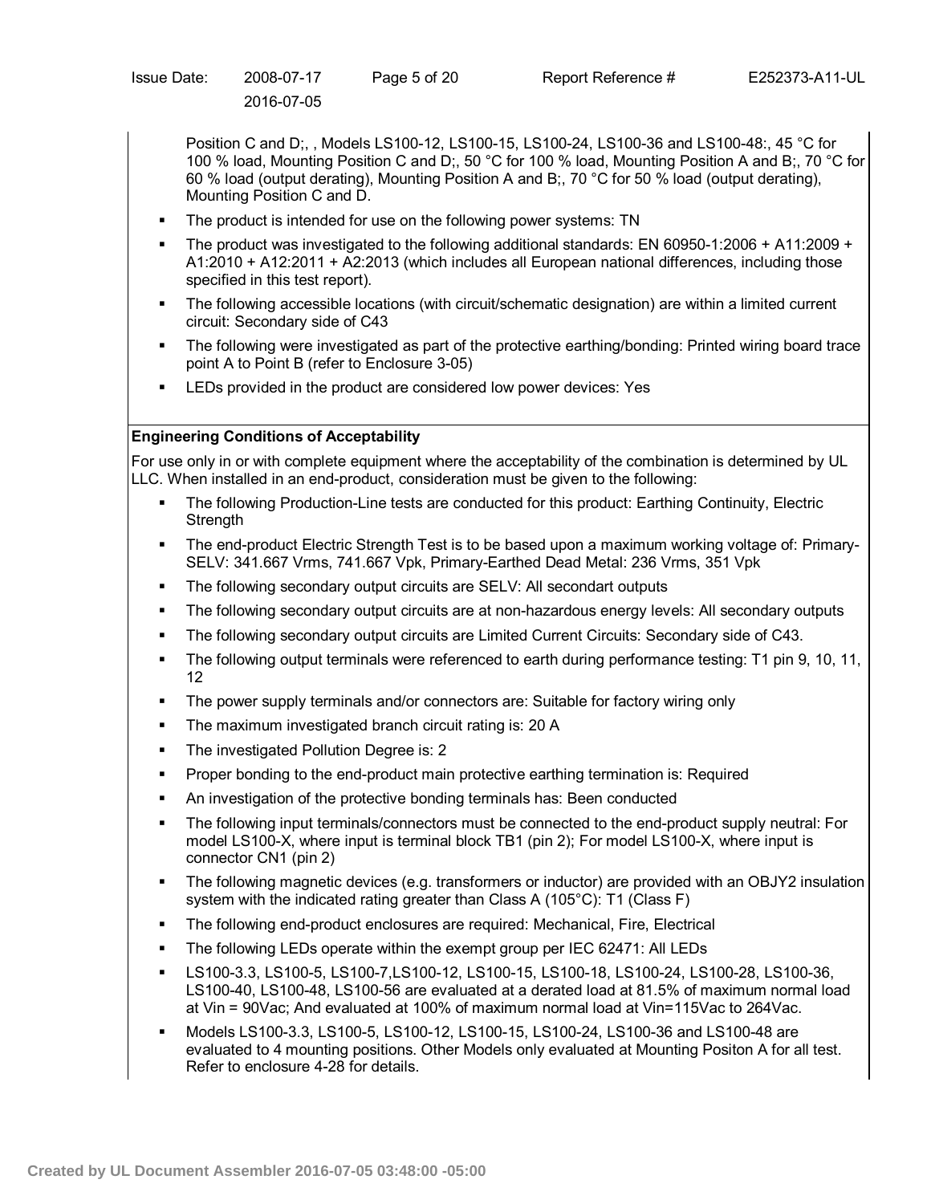Position C and D;, , Models LS100-12, LS100-15, LS100-24, LS100-36 and LS100-48:, 45 °C for 100 % load, Mounting Position C and D;, 50 °C for 100 % load, Mounting Position A and B;, 70 °C for 60 % load (output derating), Mounting Position A and B;, 70 °C for 50 % load (output derating), Mounting Position C and D.

- The product is intended for use on the following power systems: TN
- The product was investigated to the following additional standards: EN 60950-1:2006 + A11:2009 + A1:2010 + A12:2011 + A2:2013 (which includes all European national differences, including those specified in this test report).
- The following accessible locations (with circuit/schematic designation) are within a limited current circuit: Secondary side of C43
- The following were investigated as part of the protective earthing/bonding: Printed wiring board trace point A to Point B (refer to Enclosure 3-05)
- LEDs provided in the product are considered low power devices: Yes

**Engineering Conditions of Acceptability**

For use only in or with complete equipment where the acceptability of the combination is determined by UL LLC. When installed in an end-product, consideration must be given to the following:

- The following Production-Line tests are conducted for this product: Earthing Continuity, Electric Strength
- The end-product Electric Strength Test is to be based upon a maximum working voltage of: Primary-SELV: 341.667 Vrms, 741.667 Vpk, Primary-Earthed Dead Metal: 236 Vrms, 351 Vpk
- The following secondary output circuits are SELV: All secondart outputs
- The following secondary output circuits are at non-hazardous energy levels: All secondary outputs
- The following secondary output circuits are Limited Current Circuits: Secondary side of C43.
- The following output terminals were referenced to earth during performance testing: T1 pin 9, 10, 11, 12
- The power supply terminals and/or connectors are: Suitable for factory wiring only
- The maximum investigated branch circuit rating is: 20 A
- The investigated Pollution Degree is: 2
- Proper bonding to the end-product main protective earthing termination is: Required
- An investigation of the protective bonding terminals has: Been conducted
- The following input terminals/connectors must be connected to the end-product supply neutral: For model LS100-X, where input is terminal block TB1 (pin 2); For model LS100-X, where input is connector CN1 (pin 2)
- The following magnetic devices (e.g. transformers or inductor) are provided with an OBJY2 insulation system with the indicated rating greater than Class A (105°C): T1 (Class F)
- The following end-product enclosures are required: Mechanical, Fire, Electrical
- The following LEDs operate within the exempt group per IEC 62471: All LEDs
- LS100-3.3, LS100-5, LS100-7,LS100-12, LS100-15, LS100-18, LS100-24, LS100-28, LS100-36, LS100-40, LS100-48, LS100-56 are evaluated at a derated load at 81.5% of maximum normal load at Vin = 90Vac; And evaluated at 100% of maximum normal load at Vin=115Vac to 264Vac.
- Models LS100-3.3, LS100-5, LS100-12, LS100-15, LS100-24, LS100-36 and LS100-48 are evaluated to 4 mounting positions. Other Models only evaluated at Mounting Positon A for all test. Refer to enclosure 4-28 for details.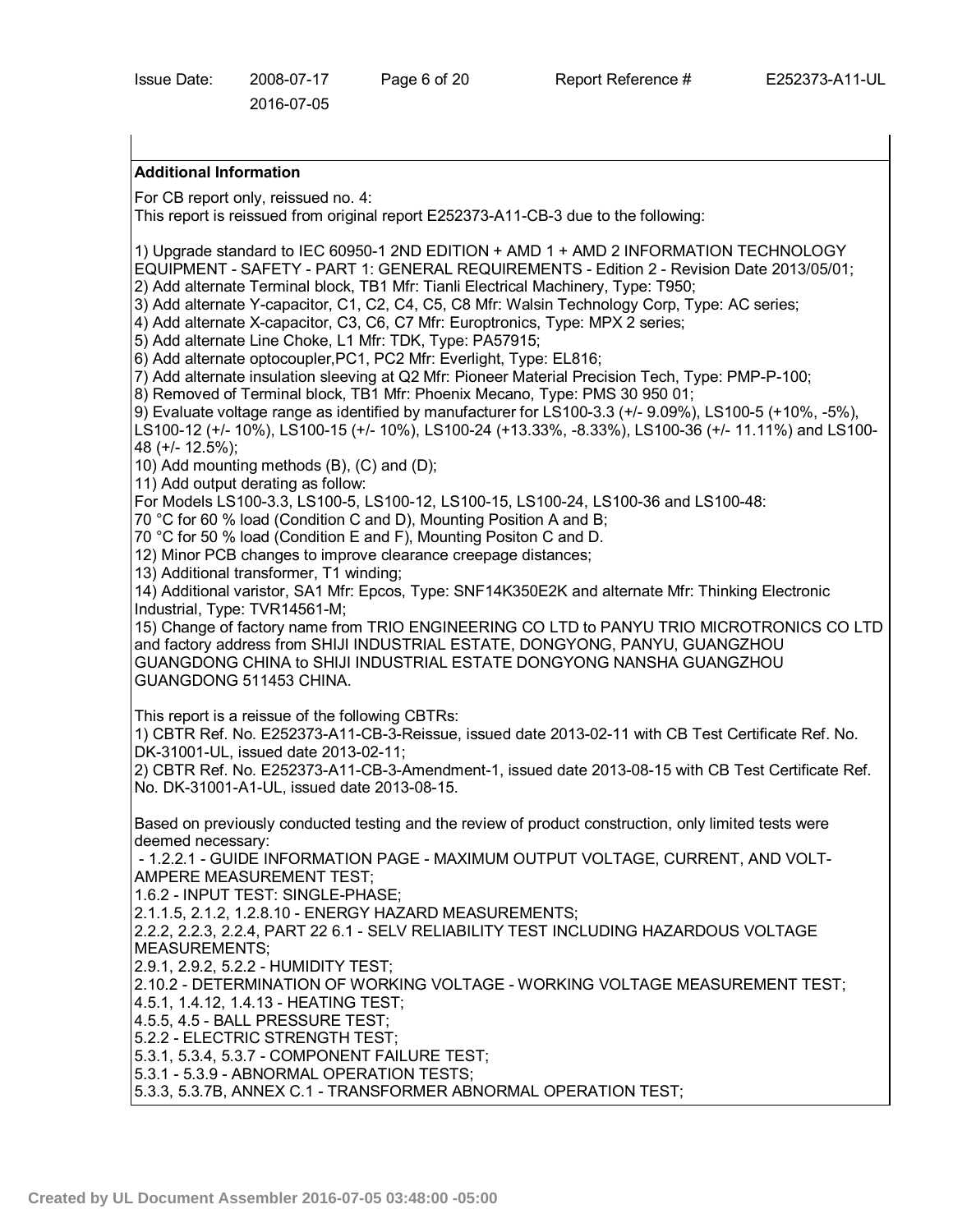**Additional Information**

For CB report only, reissued no. 4:
This report is reissued from original report E252373-A11-CB-3 due to the following:

1) Upgrade standard to IEC 60950-1 2ND EDITION + AMD 1 + AMD 2 INFORMATION TECHNOLOGY EQUIPMENT - SAFETY - PART 1: GENERAL REQUIREMENTS - Edition 2 - Revision Date 2013/05/01;
2) Add alternate Terminal block, TB1 Mfr: Tianli Electrical Machinery, Type: T950;
3) Add alternate Y-capacitor, C1, C2, C4, C5, C8 Mfr: Walsin Technology Corp, Type: AC series;
4) Add alternate X-capacitor, C3, C6, C7 Mfr: Europtronics, Type: MPX 2 series;
5) Add alternate Line Choke, L1 Mfr: TDK, Type: PA57915;
6) Add alternate optocoupler,PC1, PC2 Mfr: Everlight, Type: EL816;
7) Add alternate insulation sleeving at Q2 Mfr: Pioneer Material Precision Tech, Type: PMP-P-100;
8) Removed of Terminal block, TB1 Mfr: Phoenix Mecano, Type: PMS 30 950 01;
9) Evaluate voltage range as identified by manufacturer for LS100-3.3 (+/- 9.09%), LS100-5 (+10%, -5%), LS100-12 (+/- 10%), LS100-15 (+/- 10%), LS100-24 (+13.33%, -8.33%), LS100-36 (+/- 11.11%) and LS100-48 (+/- 12.5%);
10) Add mounting methods (B), (C) and (D);
11) Add output derating as follow:
For Models LS100-3.3, LS100-5, LS100-12, LS100-15, LS100-24, LS100-36 and LS100-48:
70 °C for 60 % load (Condition C and D), Mounting Position A and B;
70 °C for 50 % load (Condition E and F), Mounting Positon C and D.
12) Minor PCB changes to improve clearance creepage distances;
13) Additional transformer, T1 winding;
14) Additional varistor, SA1 Mfr: Epcos, Type: SNF14K350E2K and alternate Mfr: Thinking Electronic Industrial, Type: TVR14561-M;
15) Change of factory name from TRIO ENGINEERING CO LTD to PANYU TRIO MICROTRONICS CO LTD and factory address from SHIJI INDUSTRIAL ESTATE, DONGYONG, PANYU, GUANGZHOU GUANGDONG CHINA to SHIJI INDUSTRIAL ESTATE DONGYONG NANSHA GUANGZHOU GUANGDONG 511453 CHINA.

This report is a reissue of the following CBTRs:
1) CBTR Ref. No. E252373-A11-CB-3-Reissue, issued date 2013-02-11 with CB Test Certificate Ref. No. DK-31001-UL, issued date 2013-02-11;
2) CBTR Ref. No. E252373-A11-CB-3-Amendment-1, issued date 2013-08-15 with CB Test Certificate Ref. No. DK-31001-A1-UL, issued date 2013-08-15.

Based on previously conducted testing and the review of product construction, only limited tests were deemed necessary:
- 1.2.2.1 - GUIDE INFORMATION PAGE - MAXIMUM OUTPUT VOLTAGE, CURRENT, AND VOLT-AMPERE MEASUREMENT TEST;
1.6.2 - INPUT TEST: SINGLE-PHASE;
2.1.1.5, 2.1.2, 1.2.8.10 - ENERGY HAZARD MEASUREMENTS;
2.2.2, 2.2.3, 2.2.4, PART 22 6.1 - SELV RELIABILITY TEST INCLUDING HAZARDOUS VOLTAGE MEASUREMENTS;
2.9.1, 2.9.2, 5.2.2 - HUMIDITY TEST;
2.10.2 - DETERMINATION OF WORKING VOLTAGE - WORKING VOLTAGE MEASUREMENT TEST;
4.5.1, 1.4.12, 1.4.13 - HEATING TEST;
4.5.5, 4.5 - BALL PRESSURE TEST;
5.2.2 - ELECTRIC STRENGTH TEST;
5.3.1, 5.3.4, 5.3.7 - COMPONENT FAILURE TEST;
5.3.1 - 5.3.9 - ABNORMAL OPERATION TESTS;
5.3.3, 5.3.7B, ANNEX C.1 - TRANSFORMER ABNORMAL OPERATION TEST;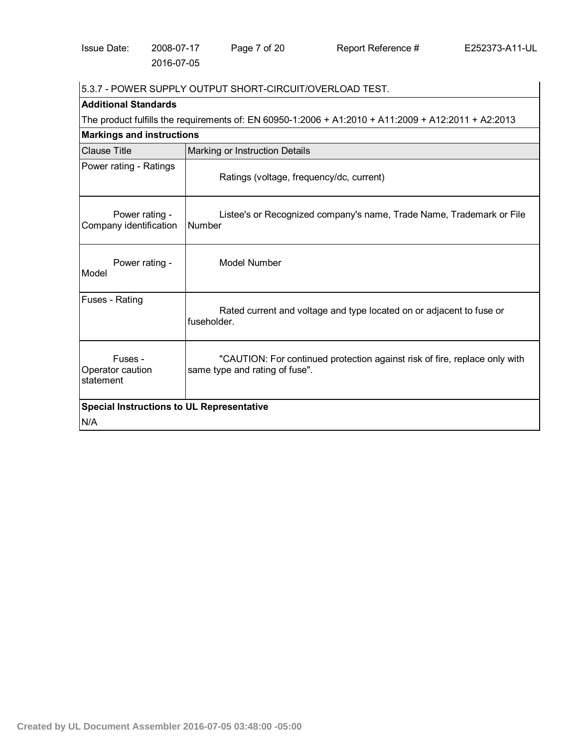5.3.7 - POWER SUPPLY OUTPUT SHORT-CIRCUIT/OVERLOAD TEST.

**Additional Standards**

The product fulfills the requirements of: EN 60950-1:2006 + A1:2010 + A11:2009 + A12:2011 + A2:2013

**Markings and instructions**

| Clause Title | Marking or Instruction Details |
| --- | --- |
| Power rating - Ratings | Ratings (voltage, frequency/dc, current) |
| Power rating - Company identification | Listee's or Recognized company's name, Trade Name, Trademark or File Number |
| Power rating - Model | Model Number |
| Fuses - Rating | Rated current and voltage and type located on or adjacent to fuse or fuseholder. |
| Fuses - Operator caution statement | "CAUTION: For continued protection against risk of fire, replace only with same type and rating of fuse". |

**Special Instructions to UL Representative**

N/A